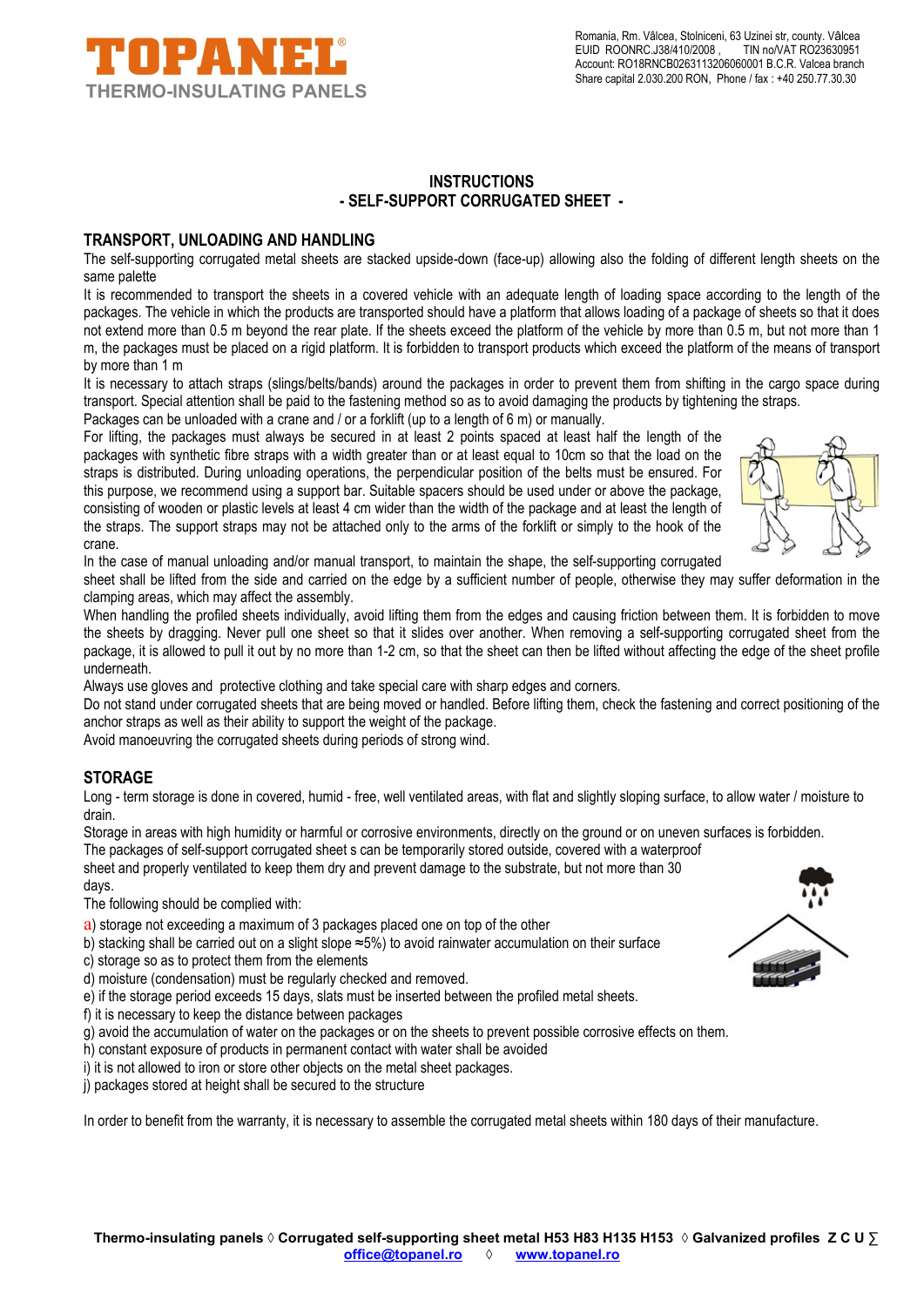**TOPANEL®**
**THERMO-INSULATING PANELS**

Romania, Rm. Vâlcea, Stolniceni, 63 Uzinei str, county. Vâlcea
EUID ROONRC.J38/410/2008 , TIN no/VAT RO23630951
Account: RO18RNCB0263113206060001 B.C.R. Valcea branch
Share capital 2.030.200 RON, Phone / fax : +40 250.77.30.30

# INSTRUCTIONS
## - SELF-SUPPORT CORRUGATED SHEET -

### TRANSPORT, UNLOADING AND HANDLING

The self-supporting corrugated metal sheets are stacked upside-down (face-up) allowing also the folding of different length sheets on the same palette

It is recommended to transport the sheets in a covered vehicle with an adequate length of loading space according to the length of the packages. The vehicle in which the products are transported should have a platform that allows loading of a package of sheets so that it does not extend more than 0.5 m beyond the rear plate. If the sheets exceed the platform of the vehicle by more than 0.5 m, but not more than 1 m, the packages must be placed on a rigid platform. It is forbidden to transport products which exceed the platform of the means of transport by more than 1 m

It is necessary to attach straps (slings/belts/bands) around the packages in order to prevent them from shifting in the cargo space during transport. Special attention shall be paid to the fastening method so as to avoid damaging the products by tightening the straps.

Packages can be unloaded with a crane and / or a forklift (up to a length of 6 m) or manually.

For lifting, the packages must always be secured in at least 2 points spaced at least half the length of the packages with synthetic fibre straps with a width greater than or at least equal to 10cm so that the load on the straps is distributed. During unloading operations, the perpendicular position of the belts must be ensured. For this purpose, we recommend using a support bar. Suitable spacers should be used under or above the package, consisting of wooden or plastic levels at least 4 cm wider than the width of the package and at least the length of the straps. The support straps may not be attached only to the arms of the forklift or simply to the hook of the crane.

In the case of manual unloading and/or manual transport, to maintain the shape, the self-supporting corrugated sheet shall be lifted from the side and carried on the edge by a sufficient number of people, otherwise they may suffer deformation in the clamping areas, which may affect the assembly.

When handling the profiled sheets individually, avoid lifting them from the edges and causing friction between them. It is forbidden to move the sheets by dragging. Never pull one sheet so that it slides over another. When removing a self-supporting corrugated sheet from the package, it is allowed to pull it out by no more than 1-2 cm, so that the sheet can then be lifted without affecting the edge of the sheet profile underneath.

Always use gloves and protective clothing and take special care with sharp edges and corners.

Do not stand under corrugated sheets that are being moved or handled. Before lifting them, check the fastening and correct positioning of the anchor straps as well as their ability to support the weight of the package.

Avoid manoeuvring the corrugated sheets during periods of strong wind.

### STORAGE

Long - term storage is done in covered, humid - free, well ventilated areas, with flat and slightly sloping surface, to allow water / moisture to drain.

Storage in areas with high humidity or harmful or corrosive environments, directly on the ground or on uneven surfaces is forbidden.

The packages of self-support corrugated sheet s can be temporarily stored outside, covered with a waterproof sheet and properly ventilated to keep them dry and prevent damage to the substrate, but not more than 30 days.

The following should be complied with:

a) storage not exceeding a maximum of 3 packages placed one on top of the other
b) stacking shall be carried out on a slight slope ≈5%) to avoid rainwater accumulation on their surface
c) storage so as to protect them from the elements
d) moisture (condensation) must be regularly checked and removed.
e) if the storage period exceeds 15 days, slats must be inserted between the profiled metal sheets.
f) it is necessary to keep the distance between packages
g) avoid the accumulation of water on the packages or on the sheets to prevent possible corrosive effects on them.
h) constant exposure of products in permanent contact with water shall be avoided
i) it is not allowed to iron or store other objects on the metal sheet packages.
j) packages stored at height shall be secured to the structure

In order to benefit from the warranty, it is necessary to assemble the corrugated metal sheets within 180 days of their manufacture.

**Thermo-insulating panels ◊ Corrugated self-supporting sheet metal H53 H83 H135 H153 ◊ Galvanized profiles Z C U ∑**
office@topanel.ro ◊ www.topanel.ro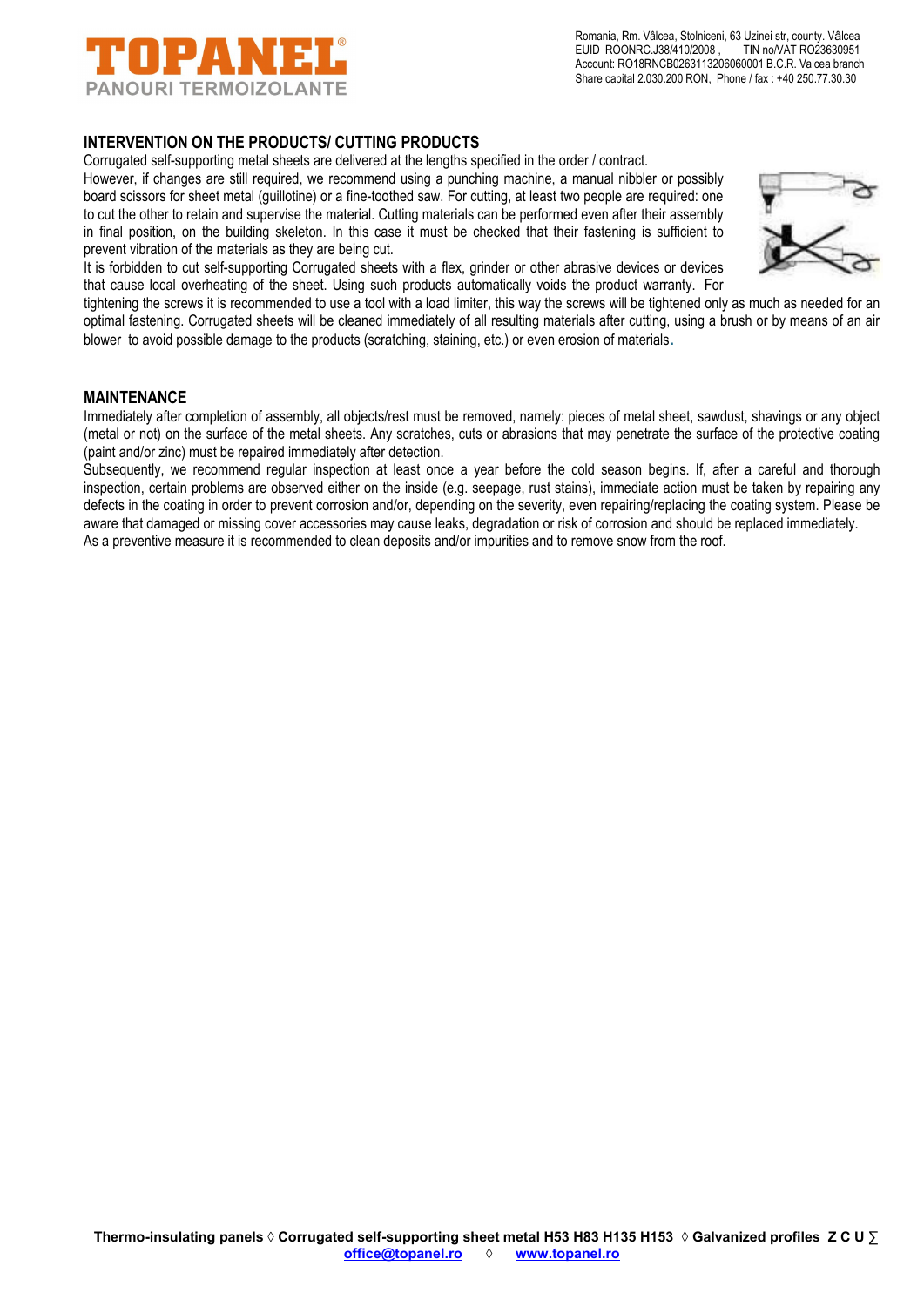## INTERVENTION ON THE PRODUCTS/ CUTTING PRODUCTS

Corrugated self-supporting metal sheets are delivered at the lengths specified in the order / contract.

However, if changes are still required, we recommend using a punching machine, a manual nibbler or possibly board scissors for sheet metal (guillotine) or a fine-toothed saw. For cutting, at least two people are required: one to cut the other to retain and supervise the material. Cutting materials can be performed even after their assembly in final position, on the building skeleton. In this case it must be checked that their fastening is sufficient to prevent vibration of the materials as they are being cut.

It is forbidden to cut self-supporting Corrugated sheets with a flex, grinder or other abrasive devices or devices that cause local overheating of the sheet. Using such products automatically voids the product warranty. For tightening the screws it is recommended to use a tool with a load limiter, this way the screws will be tightened only as much as needed for an optimal fastening. Corrugated sheets will be cleaned immediately of all resulting materials after cutting, using a brush or by means of an air blower to avoid possible damage to the products (scratching, staining, etc.) or even erosion of materials.

## MAINTENANCE

Immediately after completion of assembly, all objects/rest must be removed, namely: pieces of metal sheet, sawdust, shavings or any object (metal or not) on the surface of the metal sheets. Any scratches, cuts or abrasions that may penetrate the surface of the protective coating (paint and/or zinc) must be repaired immediately after detection.

Subsequently, we recommend regular inspection at least once a year before the cold season begins. If, after a careful and thorough inspection, certain problems are observed either on the inside (e.g. seepage, rust stains), immediate action must be taken by repairing any defects in the coating in order to prevent corrosion and/or, depending on the severity, even repairing/replacing the coating system. Please be aware that damaged or missing cover accessories may cause leaks, degradation or risk of corrosion and should be replaced immediately.

As a preventive measure it is recommended to clean deposits and/or impurities and to remove snow from the roof.